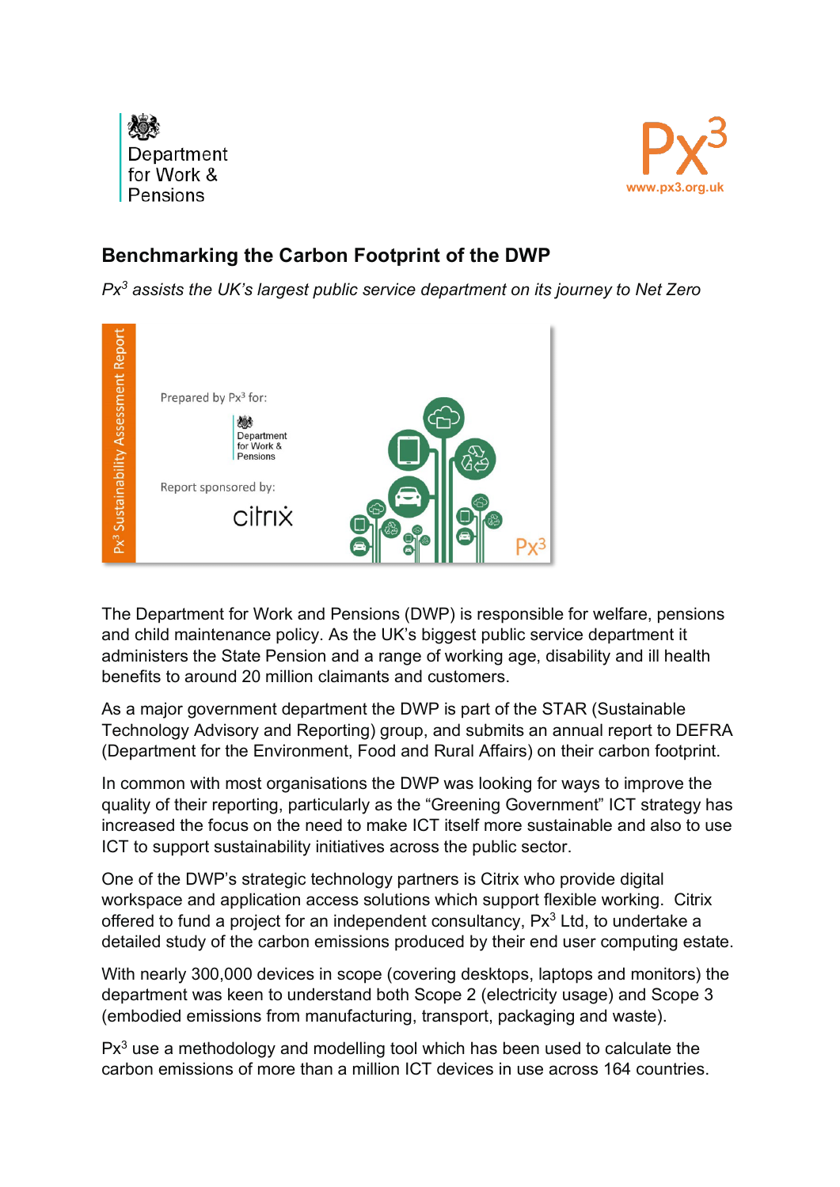Department for Work & Pensions

Px$^3$
www.px3.org.uk

## Benchmarking the Carbon Footprint of the DWP

*Px$^3$ assists the UK's largest public service department on its journey to Net Zero*

The Department for Work and Pensions (DWP) is responsible for welfare, pensions and child maintenance policy. As the UK's biggest public service department it administers the State Pension and a range of working age, disability and ill health benefits to around 20 million claimants and customers.

As a major government department the DWP is part of the STAR (Sustainable Technology Advisory and Reporting) group, and submits an annual report to DEFRA (Department for the Environment, Food and Rural Affairs) on their carbon footprint.

In common with most organisations the DWP was looking for ways to improve the quality of their reporting, particularly as the "Greening Government" ICT strategy has increased the focus on the need to make ICT itself more sustainable and also to use ICT to support sustainability initiatives across the public sector.

One of the DWP's strategic technology partners is Citrix who provide digital workspace and application access solutions which support flexible working. Citrix offered to fund a project for an independent consultancy, Px$^3$ Ltd, to undertake a detailed study of the carbon emissions produced by their end user computing estate.

With nearly 300,000 devices in scope (covering desktops, laptops and monitors) the department was keen to understand both Scope 2 (electricity usage) and Scope 3 (embodied emissions from manufacturing, transport, packaging and waste).

Px$^3$ use a methodology and modelling tool which has been used to calculate the carbon emissions of more than a million ICT devices in use across 164 countries.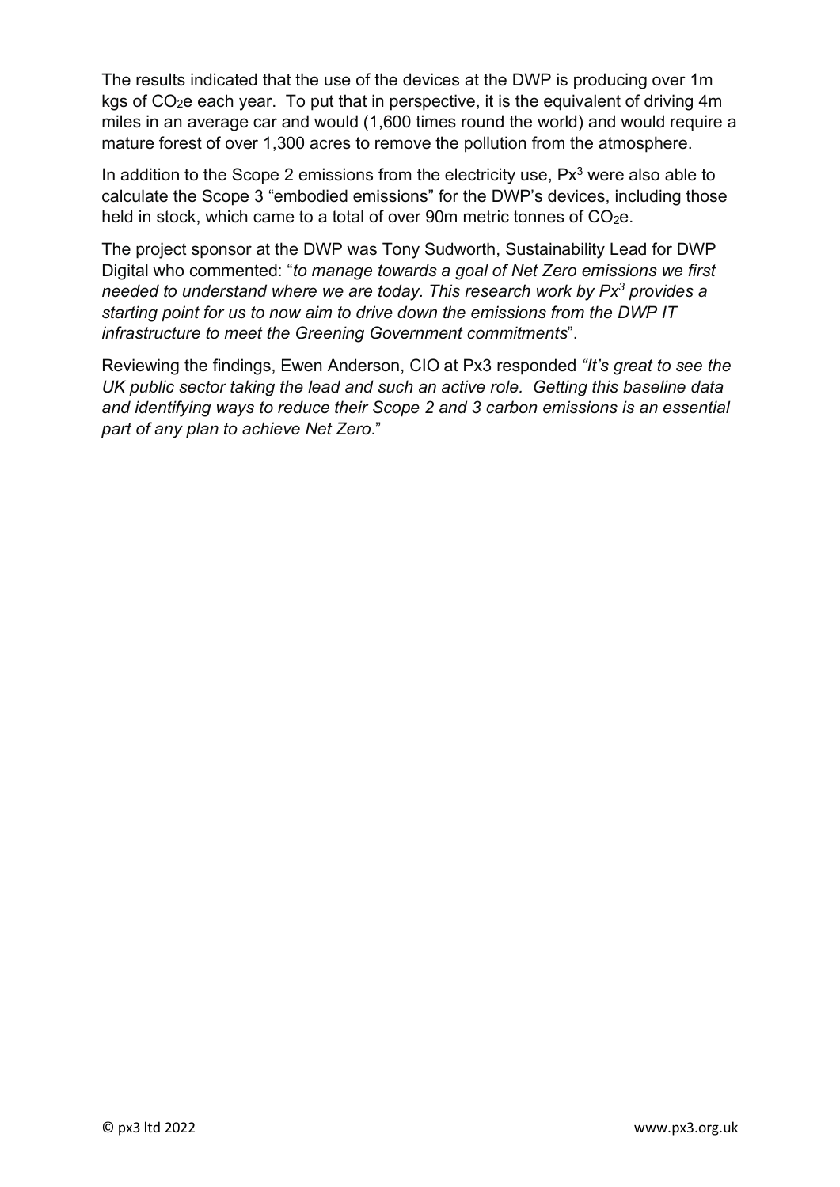The results indicated that the use of the devices at the DWP is producing over 1m kgs of $CO_2$e each year. To put that in perspective, it is the equivalent of driving 4m miles in an average car and would (1,600 times round the world) and would require a mature forest of over 1,300 acres to remove the pollution from the atmosphere.

In addition to the Scope 2 emissions from the electricity use, $Px^3$ were also able to calculate the Scope 3 "embodied emissions" for the DWP's devices, including those held in stock, which came to a total of over 90m metric tonnes of $CO_2$e.

The project sponsor at the DWP was Tony Sudworth, Sustainability Lead for DWP Digital who commented: "*to manage towards a goal of Net Zero emissions we first needed to understand where we are today. This research work by $Px^3$ provides a starting point for us to now aim to drive down the emissions from the DWP IT infrastructure to meet the Greening Government commitments*".

Reviewing the findings, Ewen Anderson, CIO at Px3 responded *"It's great to see the UK public sector taking the lead and such an active role. Getting this baseline data and identifying ways to reduce their Scope 2 and 3 carbon emissions is an essential part of any plan to achieve Net Zero*."

© px3 ltd 2022 www.px3.org.uk